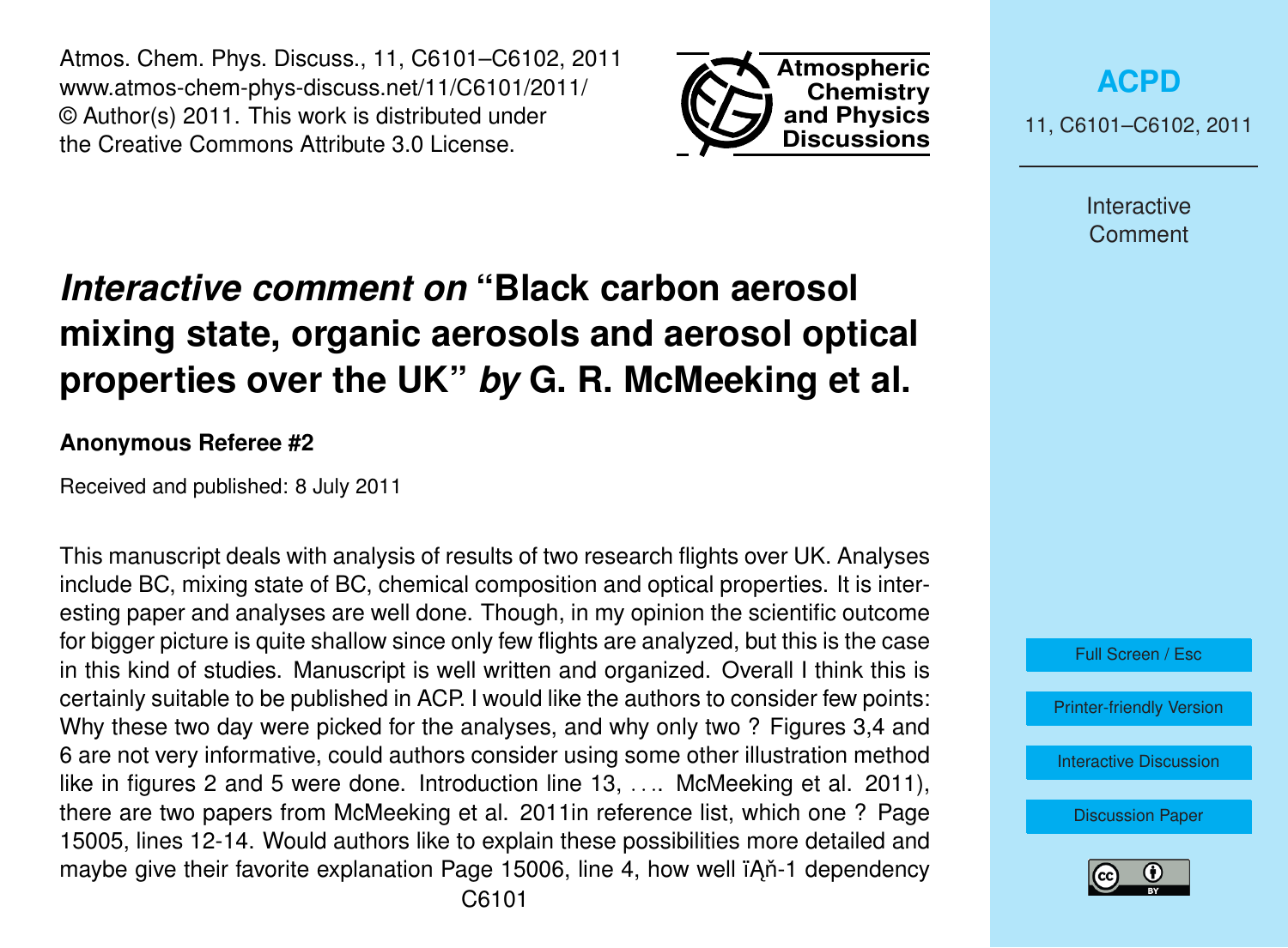# *Interactive comment on* "Black carbon aerosol mixing state, organic aerosols and aerosol optical properties over the UK" *by* G. R. McMeeking et al.

**Anonymous Referee #2**

Received and published: 8 July 2011

This manuscript deals with analysis of results of two research flights over UK. Analyses include BC, mixing state of BC, chemical composition and optical properties. It is interesting paper and analyses are well done. Though, in my opinion the scientific outcome for bigger picture is quite shallow since only few flights are analyzed, but this is the case in this kind of studies. Manuscript is well written and organized. Overall I think this is certainly suitable to be published in ACP. I would like the authors to consider few points: Why these two day were picked for the analyses, and why only two ? Figures 3,4 and 6 are not very informative, could authors consider using some other illustration method like in figures 2 and 5 were done. Introduction line 13, .... McMeeking et al. 2011), there are two papers from McMeeking et al. 2011in reference list, which one ? Page 15005, lines 12-14. Would authors like to explain these possibilities more detailed and maybe give their favorite explanation Page 15006, line 4, how well ïĄň-1 dependency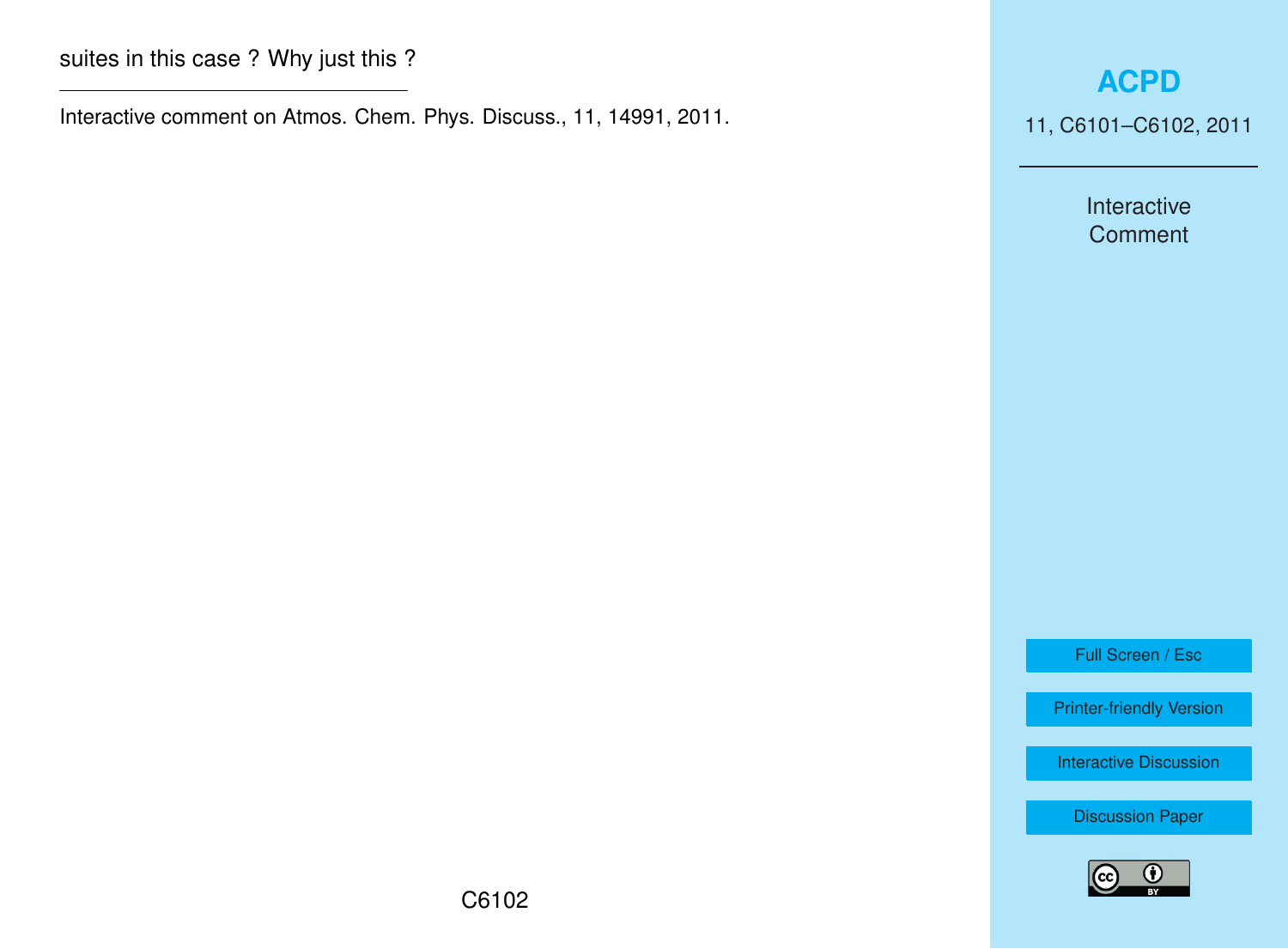suites in this case ? Why just this ?

---

Interactive comment on Atmos. Chem. Phys. Discuss., 11, 14991, 2011.